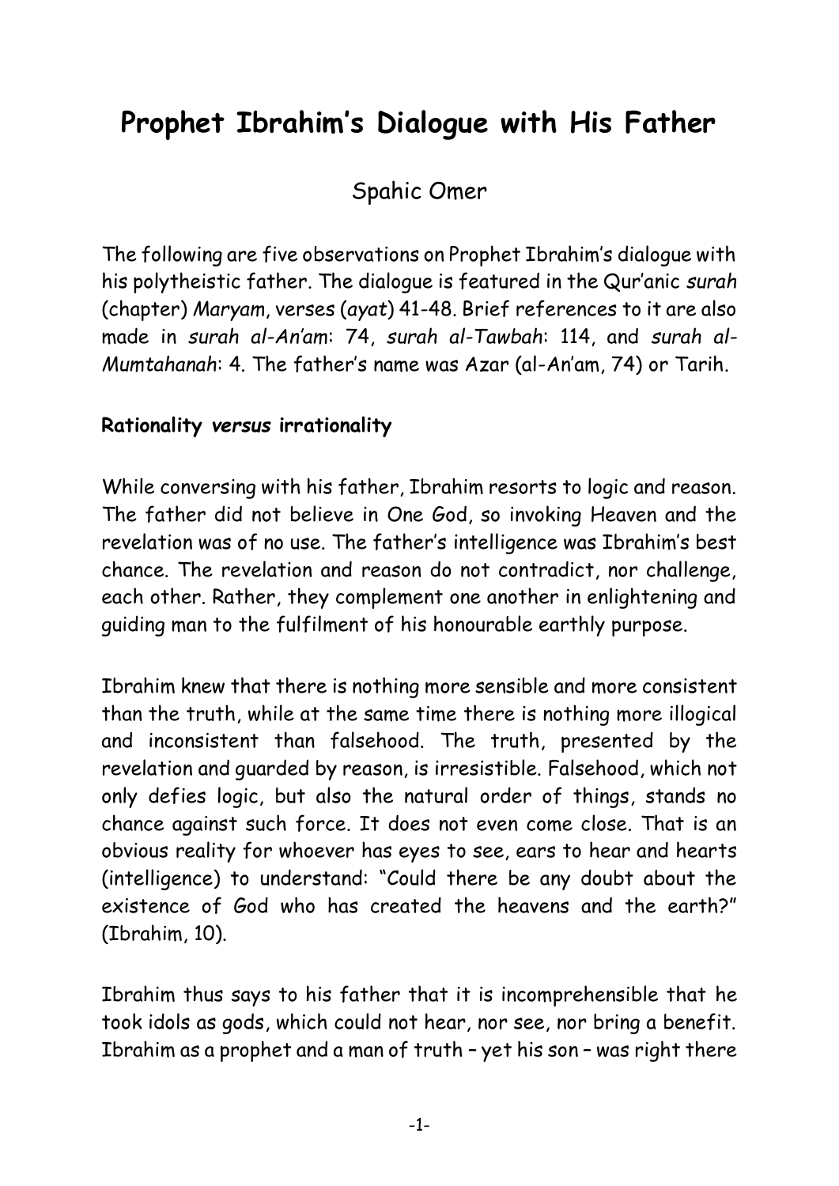# Prophet Ibrahim's Dialogue with His Father

Spahic Omer

The following are five observations on Prophet Ibrahim's dialogue with his polytheistic father. The dialogue is featured in the Qur'anic *surah* (chapter) *Maryam*, verses (*ayat*) 41-48. Brief references to it are also made in *surah al-An'am*: 74, *surah al-Tawbah*: 114, and *surah al-Mumtahanah*: 4. The father's name was Azar (al-An'am, 74) or Tarih.

## Rationality *versus* irrationality

While conversing with his father, Ibrahim resorts to logic and reason. The father did not believe in One God, so invoking Heaven and the revelation was of no use. The father's intelligence was Ibrahim's best chance. The revelation and reason do not contradict, nor challenge, each other. Rather, they complement one another in enlightening and guiding man to the fulfilment of his honourable earthly purpose.

Ibrahim knew that there is nothing more sensible and more consistent than the truth, while at the same time there is nothing more illogical and inconsistent than falsehood. The truth, presented by the revelation and guarded by reason, is irresistible. Falsehood, which not only defies logic, but also the natural order of things, stands no chance against such force. It does not even come close. That is an obvious reality for whoever has eyes to see, ears to hear and hearts (intelligence) to understand: "Could there be any doubt about the existence of God who has created the heavens and the earth?" (Ibrahim, 10).

Ibrahim thus says to his father that it is incomprehensible that he took idols as gods, which could not hear, nor see, nor bring a benefit. Ibrahim as a prophet and a man of truth – yet his son – was right there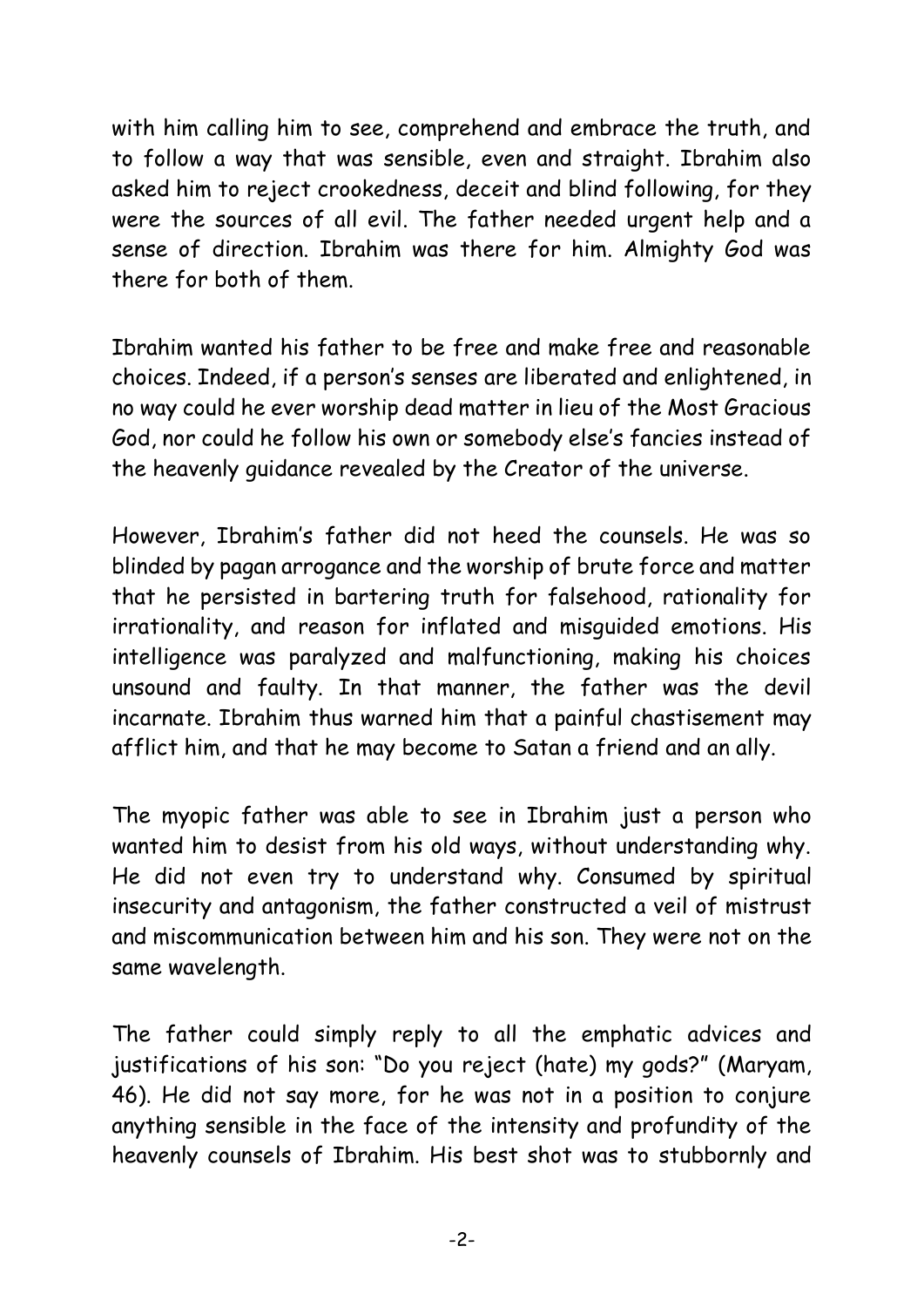with him calling him to see, comprehend and embrace the truth, and to follow a way that was sensible, even and straight. Ibrahim also asked him to reject crookedness, deceit and blind following, for they were the sources of all evil. The father needed urgent help and a sense of direction. Ibrahim was there for him. Almighty God was there for both of them.

Ibrahim wanted his father to be free and make free and reasonable choices. Indeed, if a person's senses are liberated and enlightened, in no way could he ever worship dead matter in lieu of the Most Gracious God, nor could he follow his own or somebody else's fancies instead of the heavenly guidance revealed by the Creator of the universe.

However, Ibrahim's father did not heed the counsels. He was so blinded by pagan arrogance and the worship of brute force and matter that he persisted in bartering truth for falsehood, rationality for irrationality, and reason for inflated and misguided emotions. His intelligence was paralyzed and malfunctioning, making his choices unsound and faulty. In that manner, the father was the devil incarnate. Ibrahim thus warned him that a painful chastisement may afflict him, and that he may become to Satan a friend and an ally.

The myopic father was able to see in Ibrahim just a person who wanted him to desist from his old ways, without understanding why. He did not even try to understand why. Consumed by spiritual insecurity and antagonism, the father constructed a veil of mistrust and miscommunication between him and his son. They were not on the same wavelength.

The father could simply reply to all the emphatic advices and justifications of his son: "Do you reject (hate) my gods?" (Maryam, 46). He did not say more, for he was not in a position to conjure anything sensible in the face of the intensity and profundity of the heavenly counsels of Ibrahim. His best shot was to stubbornly and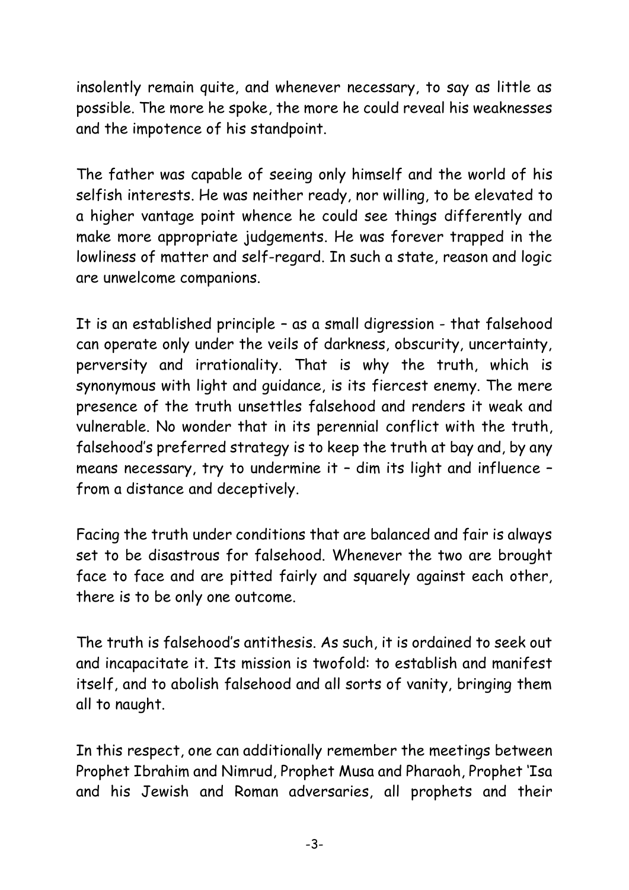insolently remain quite, and whenever necessary, to say as little as possible. The more he spoke, the more he could reveal his weaknesses and the impotence of his standpoint.

The father was capable of seeing only himself and the world of his selfish interests. He was neither ready, nor willing, to be elevated to a higher vantage point whence he could see things differently and make more appropriate judgements. He was forever trapped in the lowliness of matter and self-regard. In such a state, reason and logic are unwelcome companions.

It is an established principle – as a small digression - that falsehood can operate only under the veils of darkness, obscurity, uncertainty, perversity and irrationality. That is why the truth, which is synonymous with light and guidance, is its fiercest enemy. The mere presence of the truth unsettles falsehood and renders it weak and vulnerable. No wonder that in its perennial conflict with the truth, falsehood's preferred strategy is to keep the truth at bay and, by any means necessary, try to undermine it – dim its light and influence – from a distance and deceptively.

Facing the truth under conditions that are balanced and fair is always set to be disastrous for falsehood. Whenever the two are brought face to face and are pitted fairly and squarely against each other, there is to be only one outcome.

The truth is falsehood's antithesis. As such, it is ordained to seek out and incapacitate it. Its mission is twofold: to establish and manifest itself, and to abolish falsehood and all sorts of vanity, bringing them all to naught.

In this respect, one can additionally remember the meetings between Prophet Ibrahim and Nimrud, Prophet Musa and Pharaoh, Prophet 'Isa and his Jewish and Roman adversaries, all prophets and their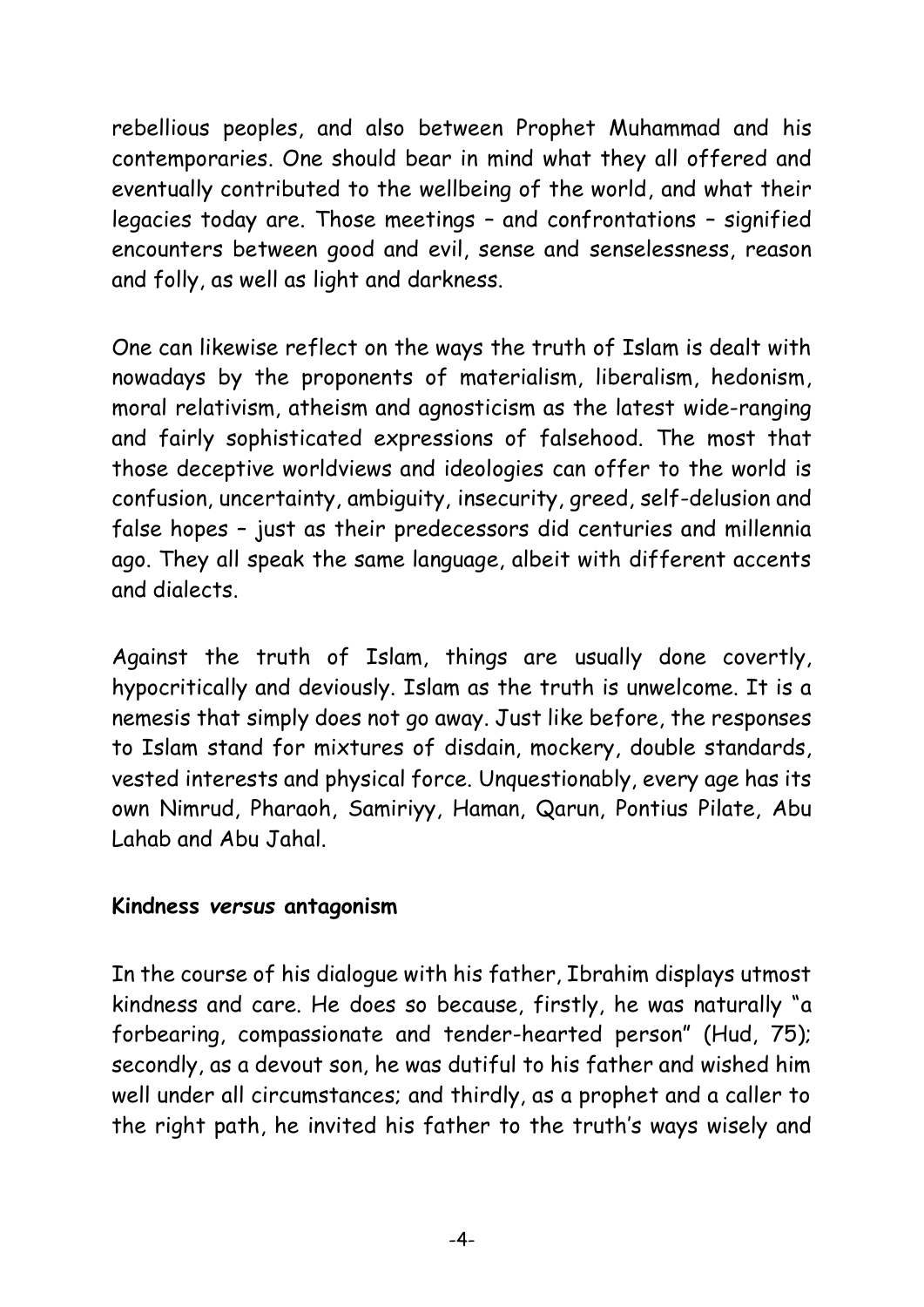rebellious peoples, and also between Prophet Muhammad and his contemporaries. One should bear in mind what they all offered and eventually contributed to the wellbeing of the world, and what their legacies today are. Those meetings – and confrontations – signified encounters between good and evil, sense and senselessness, reason and folly, as well as light and darkness.

One can likewise reflect on the ways the truth of Islam is dealt with nowadays by the proponents of materialism, liberalism, hedonism, moral relativism, atheism and agnosticism as the latest wide-ranging and fairly sophisticated expressions of falsehood. The most that those deceptive worldviews and ideologies can offer to the world is confusion, uncertainty, ambiguity, insecurity, greed, self-delusion and false hopes – just as their predecessors did centuries and millennia ago. They all speak the same language, albeit with different accents and dialects.

Against the truth of Islam, things are usually done covertly, hypocritically and deviously. Islam as the truth is unwelcome. It is a nemesis that simply does not go away. Just like before, the responses to Islam stand for mixtures of disdain, mockery, double standards, vested interests and physical force. Unquestionably, every age has its own Nimrud, Pharaoh, Samiriyy, Haman, Qarun, Pontius Pilate, Abu Lahab and Abu Jahal.

**Kindness *versus* antagonism**

In the course of his dialogue with his father, Ibrahim displays utmost kindness and care. He does so because, firstly, he was naturally "a forbearing, compassionate and tender-hearted person" (Hud, 75); secondly, as a devout son, he was dutiful to his father and wished him well under all circumstances; and thirdly, as a prophet and a caller to the right path, he invited his father to the truth's ways wisely and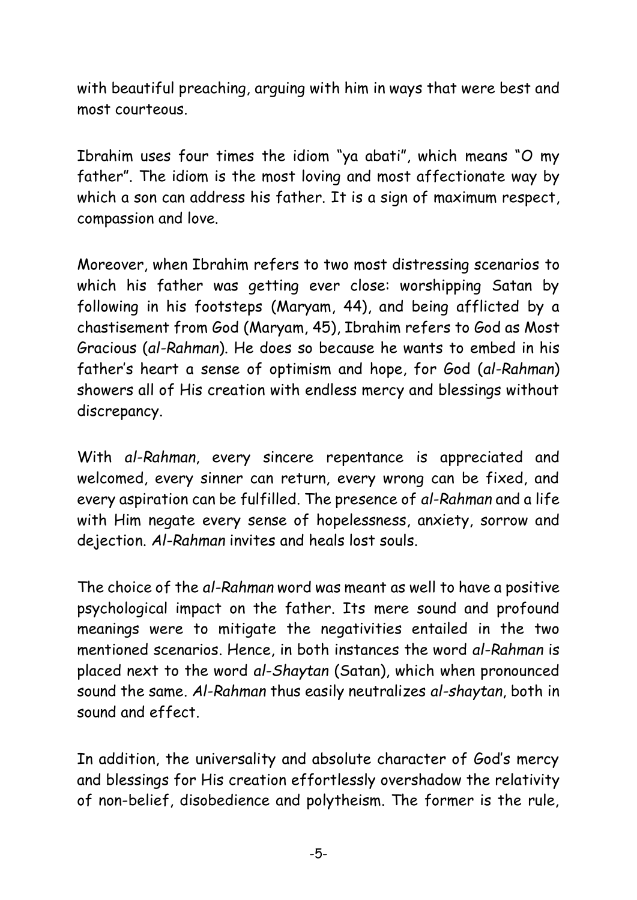with beautiful preaching, arguing with him in ways that were best and most courteous.

Ibrahim uses four times the idiom "ya abati", which means "O my father". The idiom is the most loving and most affectionate way by which a son can address his father. It is a sign of maximum respect, compassion and love.

Moreover, when Ibrahim refers to two most distressing scenarios to which his father was getting ever close: worshipping Satan by following in his footsteps (Maryam, 44), and being afflicted by a chastisement from God (Maryam, 45), Ibrahim refers to God as Most Gracious (*al-Rahman*). He does so because he wants to embed in his father's heart a sense of optimism and hope, for God (*al-Rahman*) showers all of His creation with endless mercy and blessings without discrepancy.

With *al-Rahman*, every sincere repentance is appreciated and welcomed, every sinner can return, every wrong can be fixed, and every aspiration can be fulfilled. The presence of *al-Rahman* and a life with Him negate every sense of hopelessness, anxiety, sorrow and dejection. *Al-Rahman* invites and heals lost souls.

The choice of the *al-Rahman* word was meant as well to have a positive psychological impact on the father. Its mere sound and profound meanings were to mitigate the negativities entailed in the two mentioned scenarios. Hence, in both instances the word *al-Rahman* is placed next to the word *al-Shaytan* (Satan), which when pronounced sound the same. *Al-Rahman* thus easily neutralizes *al-shaytan*, both in sound and effect.

In addition, the universality and absolute character of God's mercy and blessings for His creation effortlessly overshadow the relativity of non-belief, disobedience and polytheism. The former is the rule,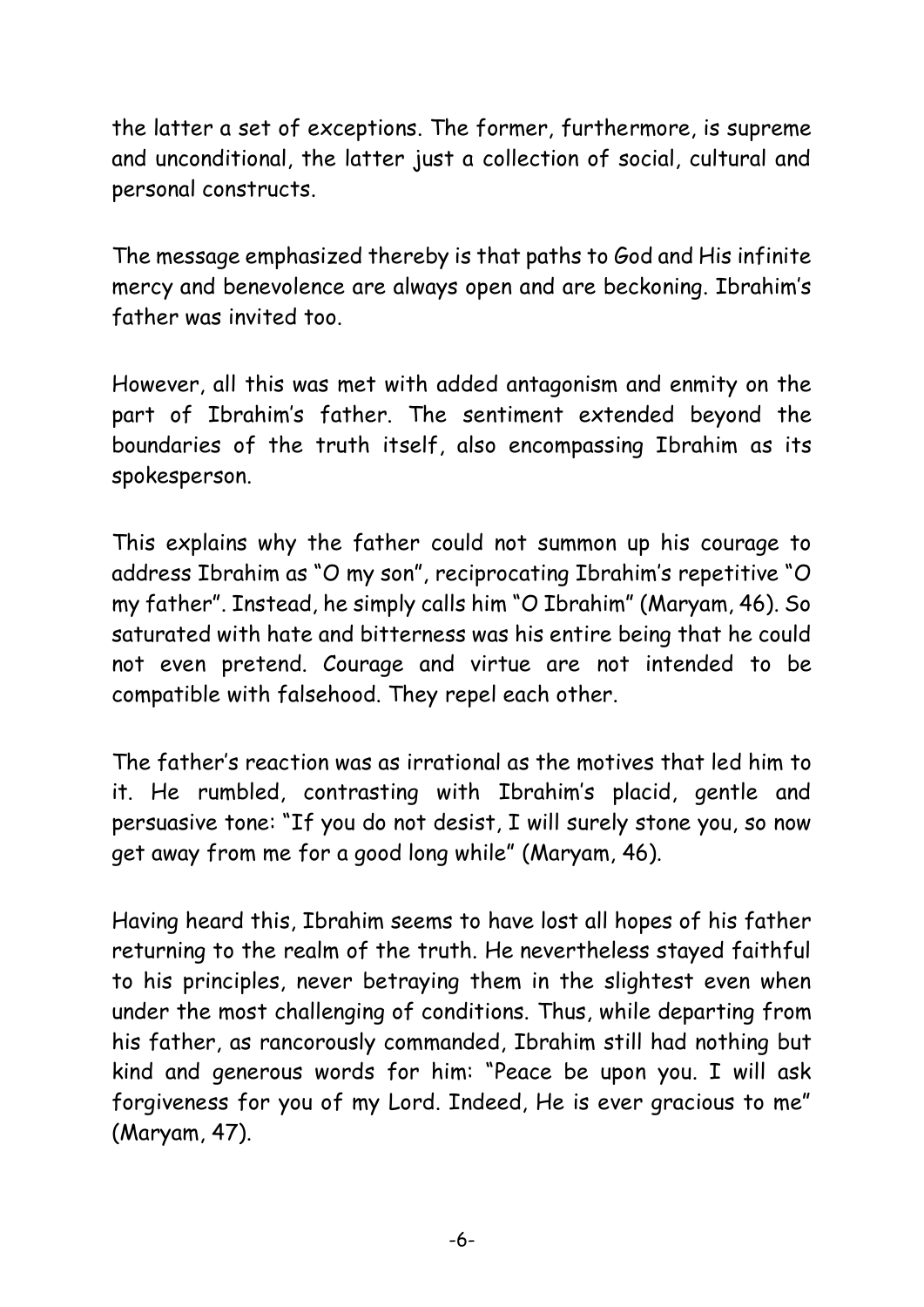the latter a set of exceptions. The former, furthermore, is supreme and unconditional, the latter just a collection of social, cultural and personal constructs.

The message emphasized thereby is that paths to God and His infinite mercy and benevolence are always open and are beckoning. Ibrahim's father was invited too.

However, all this was met with added antagonism and enmity on the part of Ibrahim's father. The sentiment extended beyond the boundaries of the truth itself, also encompassing Ibrahim as its spokesperson.

This explains why the father could not summon up his courage to address Ibrahim as "O my son", reciprocating Ibrahim's repetitive "O my father". Instead, he simply calls him "O Ibrahim" (Maryam, 46). So saturated with hate and bitterness was his entire being that he could not even pretend. Courage and virtue are not intended to be compatible with falsehood. They repel each other.

The father's reaction was as irrational as the motives that led him to it. He rumbled, contrasting with Ibrahim's placid, gentle and persuasive tone: "If you do not desist, I will surely stone you, so now get away from me for a good long while" (Maryam, 46).

Having heard this, Ibrahim seems to have lost all hopes of his father returning to the realm of the truth. He nevertheless stayed faithful to his principles, never betraying them in the slightest even when under the most challenging of conditions. Thus, while departing from his father, as rancorously commanded, Ibrahim still had nothing but kind and generous words for him: "Peace be upon you. I will ask forgiveness for you of my Lord. Indeed, He is ever gracious to me" (Maryam, 47).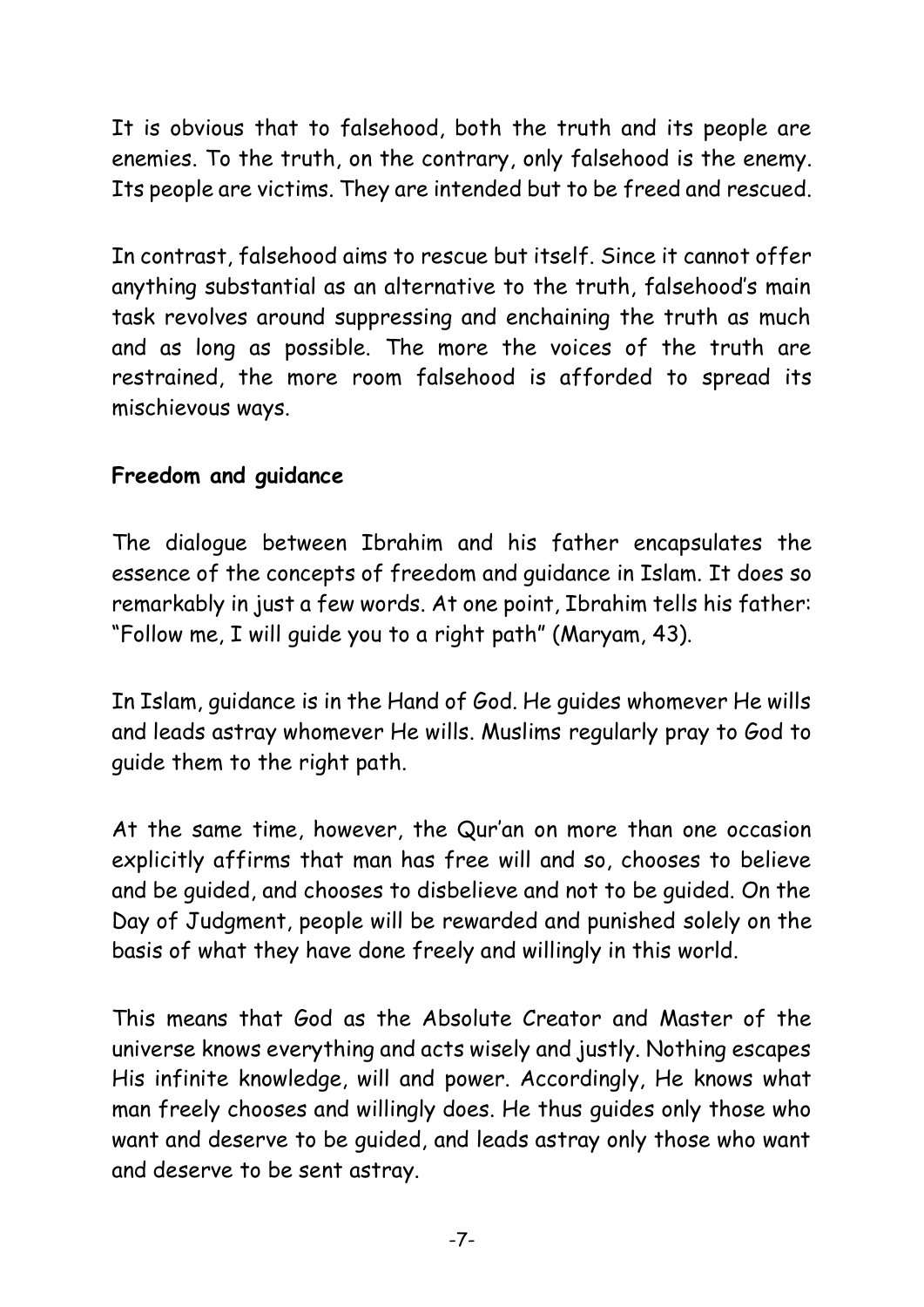It is obvious that to falsehood, both the truth and its people are enemies. To the truth, on the contrary, only falsehood is the enemy. Its people are victims. They are intended but to be freed and rescued.

In contrast, falsehood aims to rescue but itself. Since it cannot offer anything substantial as an alternative to the truth, falsehood's main task revolves around suppressing and enchaining the truth as much and as long as possible. The more the voices of the truth are restrained, the more room falsehood is afforded to spread its mischievous ways.

**Freedom and guidance**

The dialogue between Ibrahim and his father encapsulates the essence of the concepts of freedom and guidance in Islam. It does so remarkably in just a few words. At one point, Ibrahim tells his father: "Follow me, I will guide you to a right path" (Maryam, 43).

In Islam, guidance is in the Hand of God. He guides whomever He wills and leads astray whomever He wills. Muslims regularly pray to God to guide them to the right path.

At the same time, however, the Qur'an on more than one occasion explicitly affirms that man has free will and so, chooses to believe and be guided, and chooses to disbelieve and not to be guided. On the Day of Judgment, people will be rewarded and punished solely on the basis of what they have done freely and willingly in this world.

This means that God as the Absolute Creator and Master of the universe knows everything and acts wisely and justly. Nothing escapes His infinite knowledge, will and power. Accordingly, He knows what man freely chooses and willingly does. He thus guides only those who want and deserve to be guided, and leads astray only those who want and deserve to be sent astray.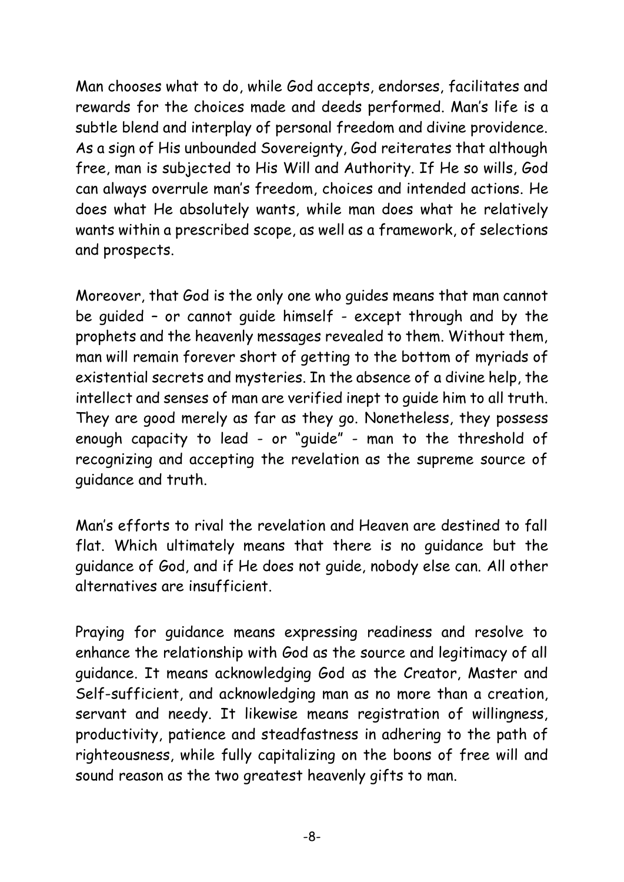Man chooses what to do, while God accepts, endorses, facilitates and rewards for the choices made and deeds performed. Man's life is a subtle blend and interplay of personal freedom and divine providence. As a sign of His unbounded Sovereignty, God reiterates that although free, man is subjected to His Will and Authority. If He so wills, God can always overrule man's freedom, choices and intended actions. He does what He absolutely wants, while man does what he relatively wants within a prescribed scope, as well as a framework, of selections and prospects.

Moreover, that God is the only one who guides means that man cannot be guided – or cannot guide himself - except through and by the prophets and the heavenly messages revealed to them. Without them, man will remain forever short of getting to the bottom of myriads of existential secrets and mysteries. In the absence of a divine help, the intellect and senses of man are verified inept to guide him to all truth. They are good merely as far as they go. Nonetheless, they possess enough capacity to lead - or "guide" - man to the threshold of recognizing and accepting the revelation as the supreme source of guidance and truth.

Man's efforts to rival the revelation and Heaven are destined to fall flat. Which ultimately means that there is no guidance but the guidance of God, and if He does not guide, nobody else can. All other alternatives are insufficient.

Praying for guidance means expressing readiness and resolve to enhance the relationship with God as the source and legitimacy of all guidance. It means acknowledging God as the Creator, Master and Self-sufficient, and acknowledging man as no more than a creation, servant and needy. It likewise means registration of willingness, productivity, patience and steadfastness in adhering to the path of righteousness, while fully capitalizing on the boons of free will and sound reason as the two greatest heavenly gifts to man.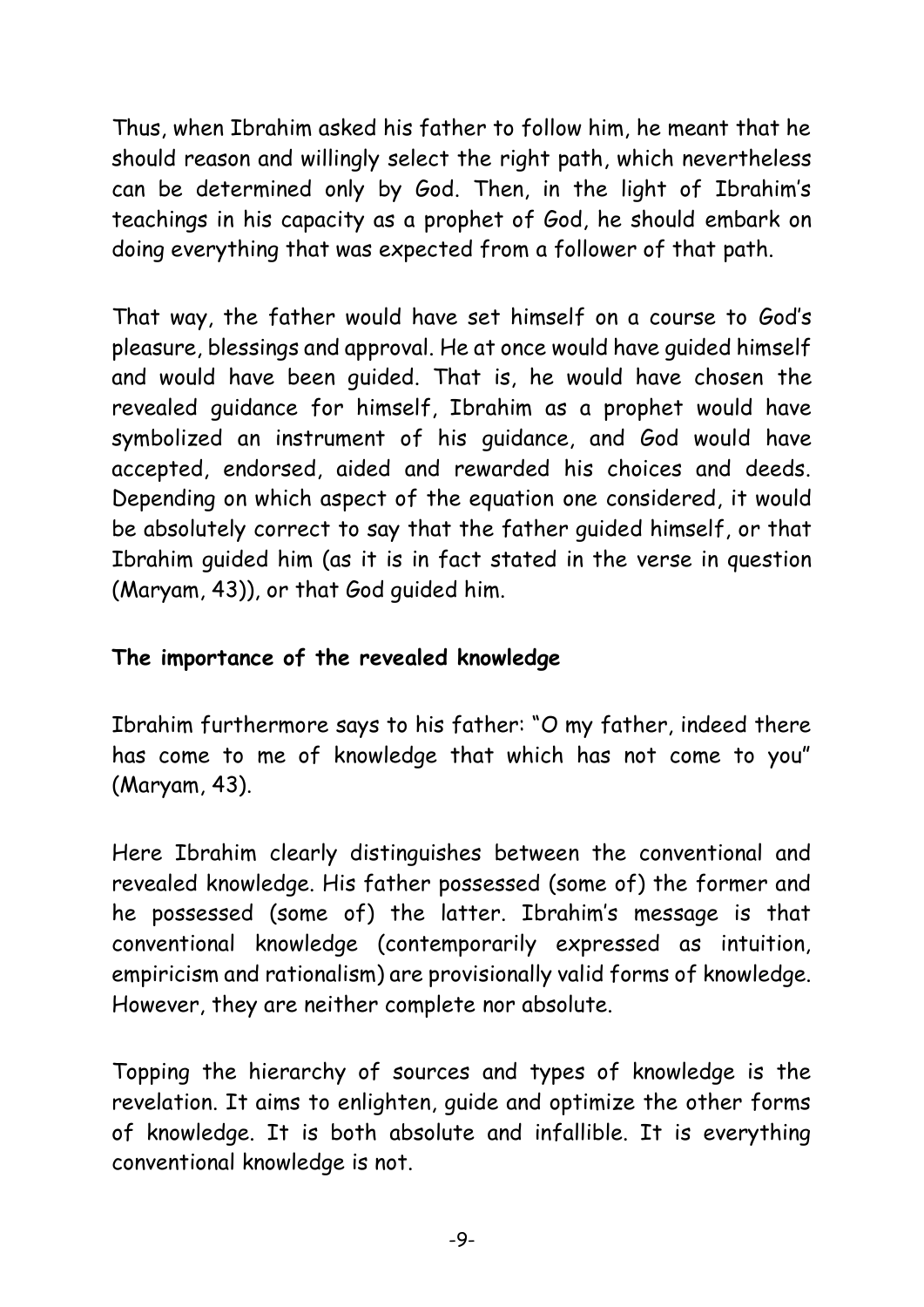Thus, when Ibrahim asked his father to follow him, he meant that he should reason and willingly select the right path, which nevertheless can be determined only by God. Then, in the light of Ibrahim's teachings in his capacity as a prophet of God, he should embark on doing everything that was expected from a follower of that path.

That way, the father would have set himself on a course to God's pleasure, blessings and approval. He at once would have guided himself and would have been guided. That is, he would have chosen the revealed guidance for himself, Ibrahim as a prophet would have symbolized an instrument of his guidance, and God would have accepted, endorsed, aided and rewarded his choices and deeds. Depending on which aspect of the equation one considered, it would be absolutely correct to say that the father guided himself, or that Ibrahim guided him (as it is in fact stated in the verse in question (Maryam, 43)), or that God guided him.

**The importance of the revealed knowledge**

Ibrahim furthermore says to his father: "O my father, indeed there has come to me of knowledge that which has not come to you" (Maryam, 43).

Here Ibrahim clearly distinguishes between the conventional and revealed knowledge. His father possessed (some of) the former and he possessed (some of) the latter. Ibrahim's message is that conventional knowledge (contemporarily expressed as intuition, empiricism and rationalism) are provisionally valid forms of knowledge. However, they are neither complete nor absolute.

Topping the hierarchy of sources and types of knowledge is the revelation. It aims to enlighten, guide and optimize the other forms of knowledge. It is both absolute and infallible. It is everything conventional knowledge is not.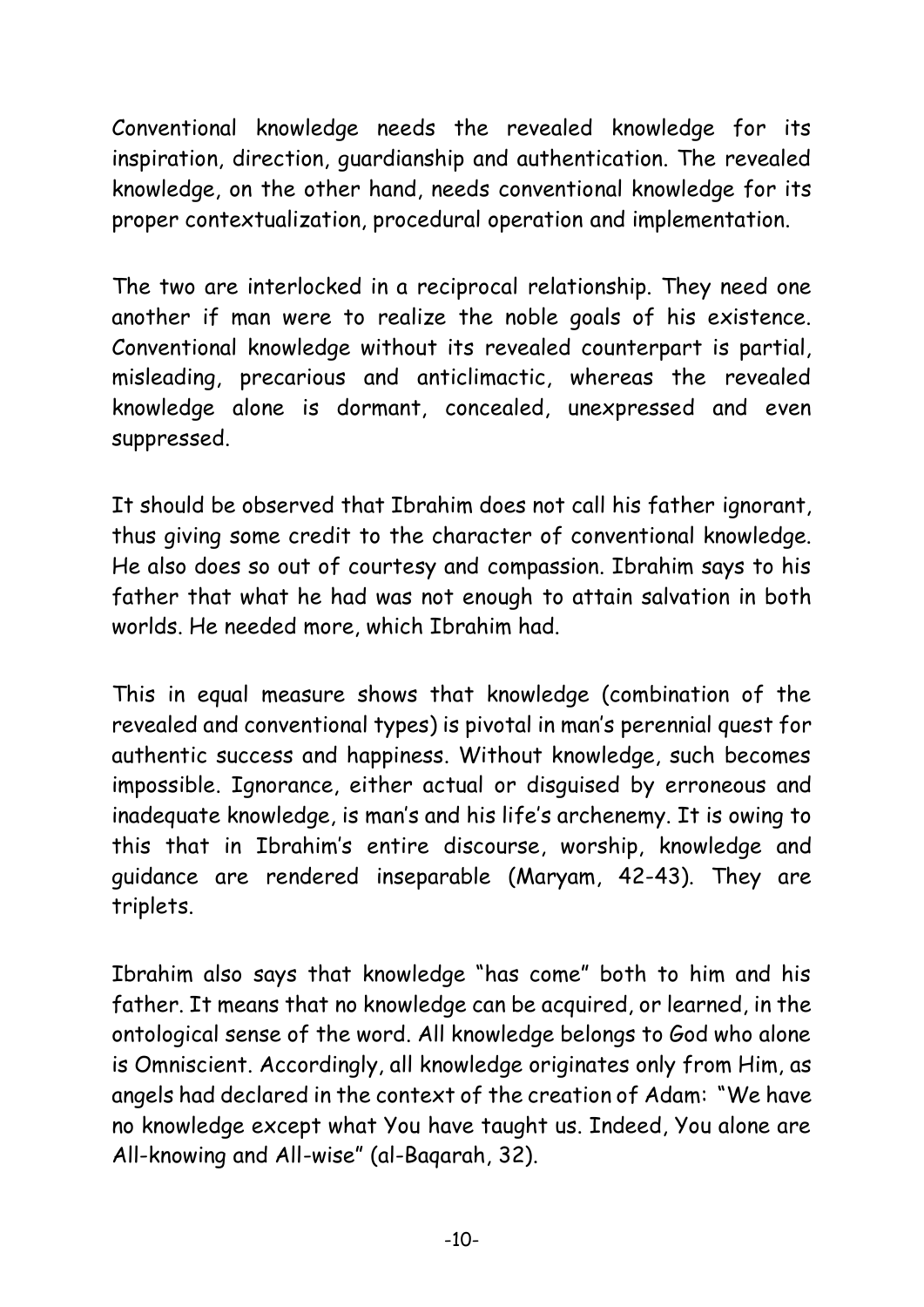Conventional knowledge needs the revealed knowledge for its inspiration, direction, guardianship and authentication. The revealed knowledge, on the other hand, needs conventional knowledge for its proper contextualization, procedural operation and implementation.

The two are interlocked in a reciprocal relationship. They need one another if man were to realize the noble goals of his existence. Conventional knowledge without its revealed counterpart is partial, misleading, precarious and anticlimactic, whereas the revealed knowledge alone is dormant, concealed, unexpressed and even suppressed.

It should be observed that Ibrahim does not call his father ignorant, thus giving some credit to the character of conventional knowledge. He also does so out of courtesy and compassion. Ibrahim says to his father that what he had was not enough to attain salvation in both worlds. He needed more, which Ibrahim had.

This in equal measure shows that knowledge (combination of the revealed and conventional types) is pivotal in man's perennial quest for authentic success and happiness. Without knowledge, such becomes impossible. Ignorance, either actual or disguised by erroneous and inadequate knowledge, is man's and his life's archenemy. It is owing to this that in Ibrahim's entire discourse, worship, knowledge and guidance are rendered inseparable (Maryam, 42-43). They are triplets.

Ibrahim also says that knowledge "has come" both to him and his father. It means that no knowledge can be acquired, or learned, in the ontological sense of the word. All knowledge belongs to God who alone is Omniscient. Accordingly, all knowledge originates only from Him, as angels had declared in the context of the creation of Adam: "We have no knowledge except what You have taught us. Indeed, You alone are All-knowing and All-wise" (al-Baqarah, 32).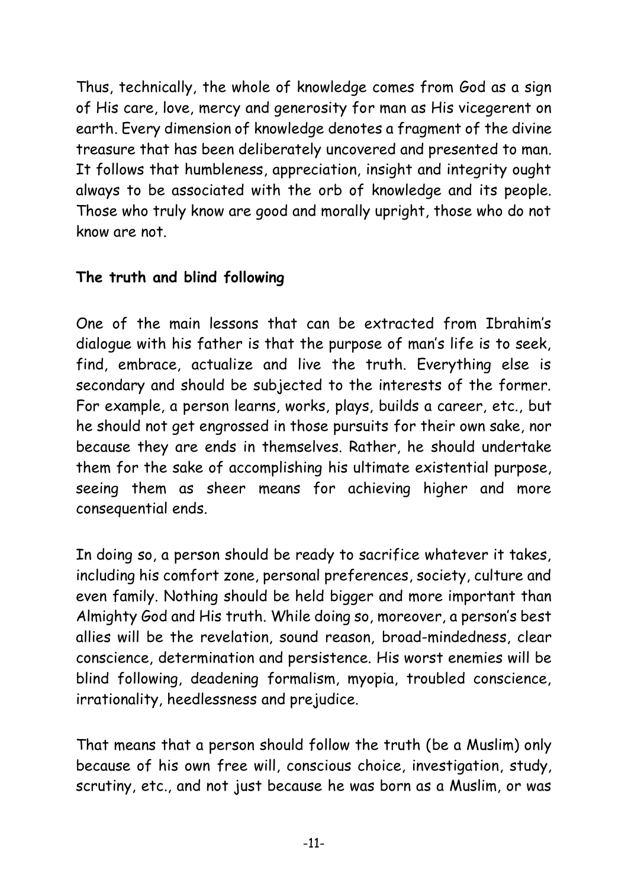Thus, technically, the whole of knowledge comes from God as a sign of His care, love, mercy and generosity for man as His vicegerent on earth. Every dimension of knowledge denotes a fragment of the divine treasure that has been deliberately uncovered and presented to man. It follows that humbleness, appreciation, insight and integrity ought always to be associated with the orb of knowledge and its people. Those who truly know are good and morally upright, those who do not know are not.

**The truth and blind following**

One of the main lessons that can be extracted from Ibrahim's dialogue with his father is that the purpose of man's life is to seek, find, embrace, actualize and live the truth. Everything else is secondary and should be subjected to the interests of the former. For example, a person learns, works, plays, builds a career, etc., but he should not get engrossed in those pursuits for their own sake, nor because they are ends in themselves. Rather, he should undertake them for the sake of accomplishing his ultimate existential purpose, seeing them as sheer means for achieving higher and more consequential ends.

In doing so, a person should be ready to sacrifice whatever it takes, including his comfort zone, personal preferences, society, culture and even family. Nothing should be held bigger and more important than Almighty God and His truth. While doing so, moreover, a person's best allies will be the revelation, sound reason, broad-mindedness, clear conscience, determination and persistence. His worst enemies will be blind following, deadening formalism, myopia, troubled conscience, irrationality, heedlessness and prejudice.

That means that a person should follow the truth (be a Muslim) only because of his own free will, conscious choice, investigation, study, scrutiny, etc., and not just because he was born as a Muslim, or was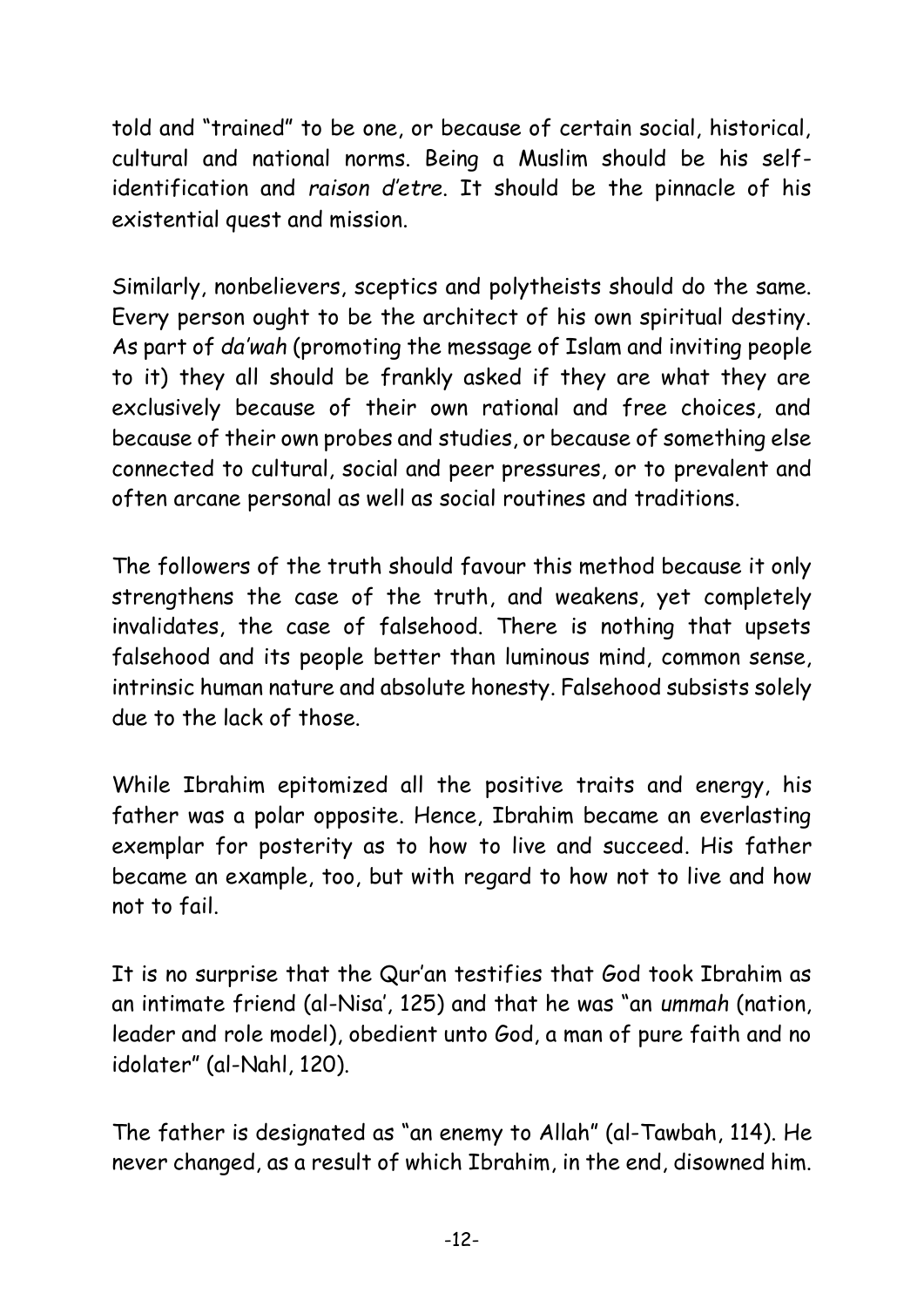told and "trained" to be one, or because of certain social, historical, cultural and national norms. Being a Muslim should be his self-identification and *raison d'etre*. It should be the pinnacle of his existential quest and mission.

Similarly, nonbelievers, sceptics and polytheists should do the same. Every person ought to be the architect of his own spiritual destiny. As part of *da'wah* (promoting the message of Islam and inviting people to it) they all should be frankly asked if they are what they are exclusively because of their own rational and free choices, and because of their own probes and studies, or because of something else connected to cultural, social and peer pressures, or to prevalent and often arcane personal as well as social routines and traditions.

The followers of the truth should favour this method because it only strengthens the case of the truth, and weakens, yet completely invalidates, the case of falsehood. There is nothing that upsets falsehood and its people better than luminous mind, common sense, intrinsic human nature and absolute honesty. Falsehood subsists solely due to the lack of those.

While Ibrahim epitomized all the positive traits and energy, his father was a polar opposite. Hence, Ibrahim became an everlasting exemplar for posterity as to how to live and succeed. His father became an example, too, but with regard to how not to live and how not to fail.

It is no surprise that the Qur'an testifies that God took Ibrahim as an intimate friend (al-Nisa', 125) and that he was "an *ummah* (nation, leader and role model), obedient unto God, a man of pure faith and no idolater" (al-Nahl, 120).

The father is designated as "an enemy to Allah" (al-Tawbah, 114). He never changed, as a result of which Ibrahim, in the end, disowned him.